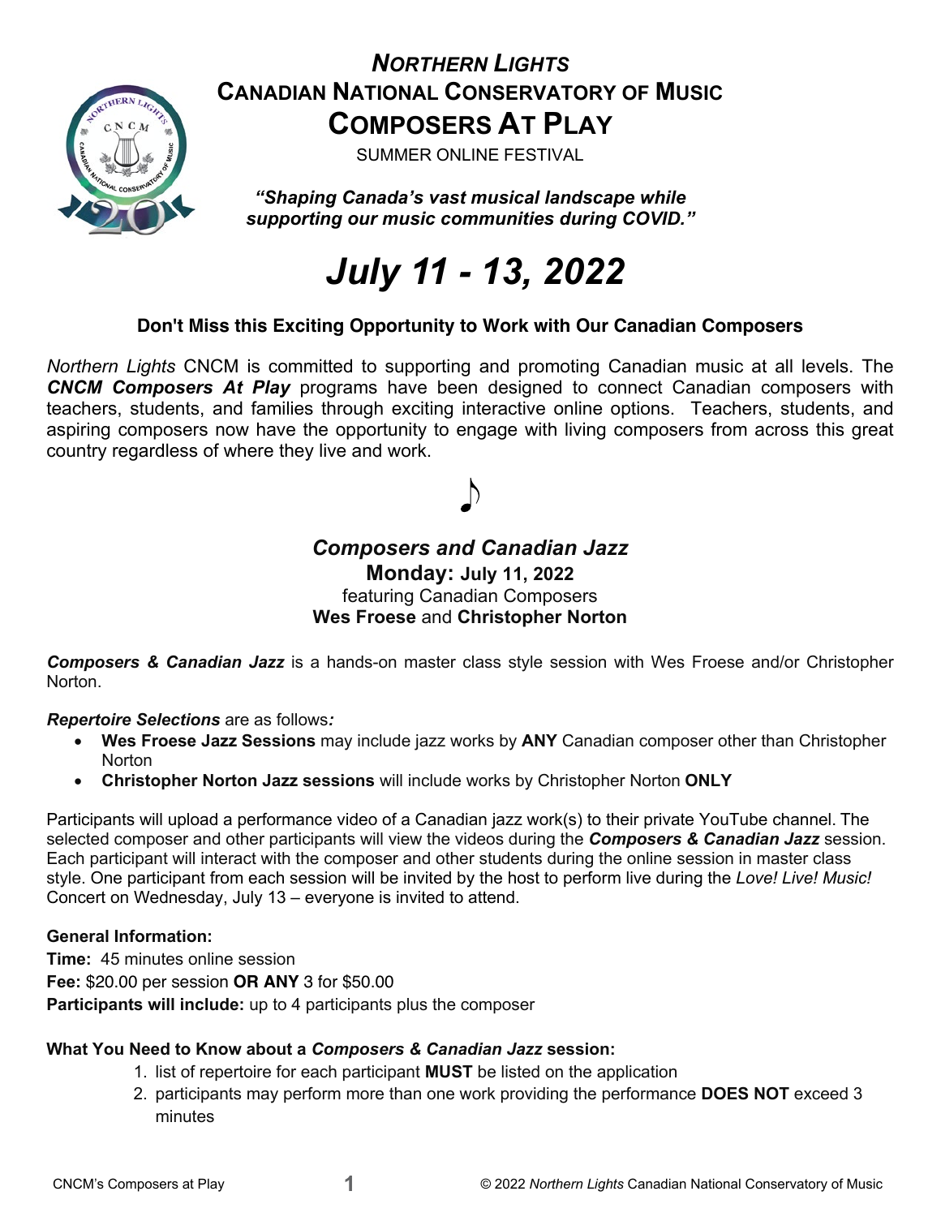# *Northern Lights*
# Canadian National Conservatory of Music
# Composers At Play

SUMMER ONLINE FESTIVAL

***"Shaping Canada's vast musical landscape while supporting our music communities during COVID."***

# *July 11 - 13, 2022*

**Don't Miss this Exciting Opportunity to Work with Our Canadian Composers**

*Northern Lights* CNCM is committed to supporting and promoting Canadian music at all levels. The ***CNCM Composers At Play*** programs have been designed to connect Canadian composers with teachers, students, and families through exciting interactive online options. Teachers, students, and aspiring composers now have the opportunity to engage with living composers from across this great country regardless of where they live and work.

♪

## *Composers and Canadian Jazz*

**Monday: July 11, 2022**
featuring Canadian Composers
**Wes Froese** and **Christopher Norton**

***Composers & Canadian Jazz*** is a hands-on master class style session with Wes Froese and/or Christopher Norton.

***Repertoire Selections*** are as follows***:***

- **Wes Froese Jazz Sessions** may include jazz works by **ANY** Canadian composer other than Christopher Norton
- **Christopher Norton Jazz sessions** will include works by Christopher Norton **ONLY**

Participants will upload a performance video of a Canadian jazz work(s) to their private YouTube channel. The selected composer and other participants will view the videos during the ***Composers & Canadian Jazz*** session. Each participant will interact with the composer and other students during the online session in master class style. One participant from each session will be invited by the host to perform live during the *Love! Live! Music!* Concert on Wednesday, July 13 – everyone is invited to attend.

**General Information:**
**Time:** 45 minutes online session
**Fee:** $20.00 per session **OR ANY** 3 for $50.00
**Participants will include:** up to 4 participants plus the composer

**What You Need to Know about a *Composers & Canadian Jazz* session:**

1. list of repertoire for each participant **MUST** be listed on the application
2. participants may perform more than one work providing the performance **DOES NOT** exceed 3 minutes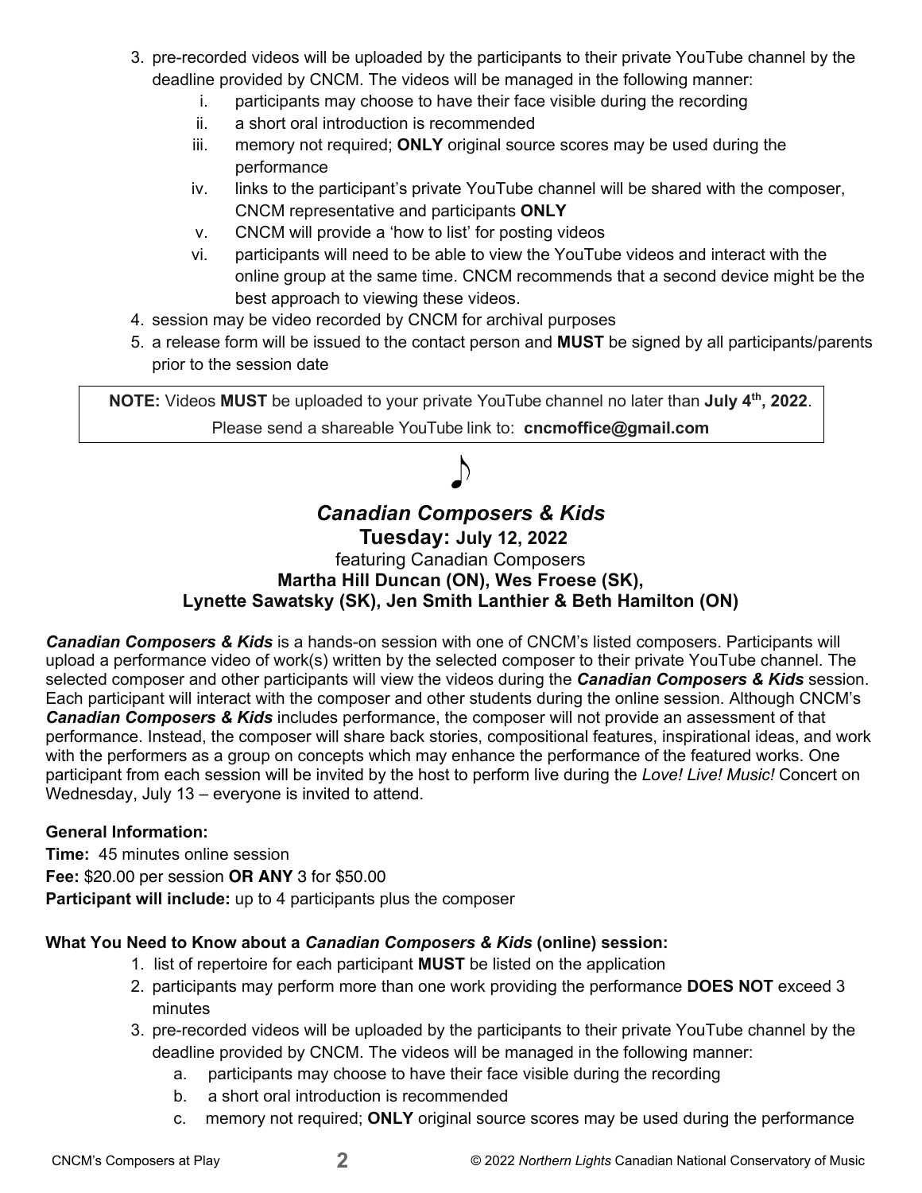3. pre-recorded videos will be uploaded by the participants to their private YouTube channel by the deadline provided by CNCM. The videos will be managed in the following manner:
   i. participants may choose to have their face visible during the recording
   ii. a short oral introduction is recommended
   iii. memory not required; **ONLY** original source scores may be used during the performance
   iv. links to the participant's private YouTube channel will be shared with the composer, CNCM representative and participants **ONLY**
   v. CNCM will provide a 'how to list' for posting videos
   vi. participants will need to be able to view the YouTube videos and interact with the online group at the same time. CNCM recommends that a second device might be the best approach to viewing these videos.
4. session may be video recorded by CNCM for archival purposes
5. a release form will be issued to the contact person and **MUST** be signed by all participants/parents prior to the session date

**NOTE:** Videos **MUST** be uploaded to your private YouTube channel no later than **July 4th, 2022**.
Please send a shareable YouTube link to: **cncmoffice@gmail.com**

♪

## *Canadian Composers & Kids*

### Tuesday: July 12, 2022

featuring Canadian Composers
**Martha Hill Duncan (ON), Wes Froese (SK), Lynette Sawatsky (SK), Jen Smith Lanthier & Beth Hamilton (ON)**

***Canadian Composers & Kids*** is a hands-on session with one of CNCM's listed composers. Participants will upload a performance video of work(s) written by the selected composer to their private YouTube channel. The selected composer and other participants will view the videos during the ***Canadian Composers & Kids*** session. Each participant will interact with the composer and other students during the online session. Although CNCM's ***Canadian Composers & Kids*** includes performance, the composer will not provide an assessment of that performance. Instead, the composer will share back stories, compositional features, inspirational ideas, and work with the performers as a group on concepts which may enhance the performance of the featured works. One participant from each session will be invited by the host to perform live during the *Love! Live! Music!* Concert on Wednesday, July 13 – everyone is invited to attend.

**General Information:**

**Time:** 45 minutes online session
**Fee:** $20.00 per session **OR ANY** 3 for $50.00
**Participant will include:** up to 4 participants plus the composer

**What You Need to Know about a *Canadian Composers & Kids* (online) session:**

1. list of repertoire for each participant **MUST** be listed on the application
2. participants may perform more than one work providing the performance **DOES NOT** exceed 3 minutes
3. pre-recorded videos will be uploaded by the participants to their private YouTube channel by the deadline provided by CNCM. The videos will be managed in the following manner:
   a. participants may choose to have their face visible during the recording
   b. a short oral introduction is recommended
   c. memory not required; **ONLY** original source scores may be used during the performance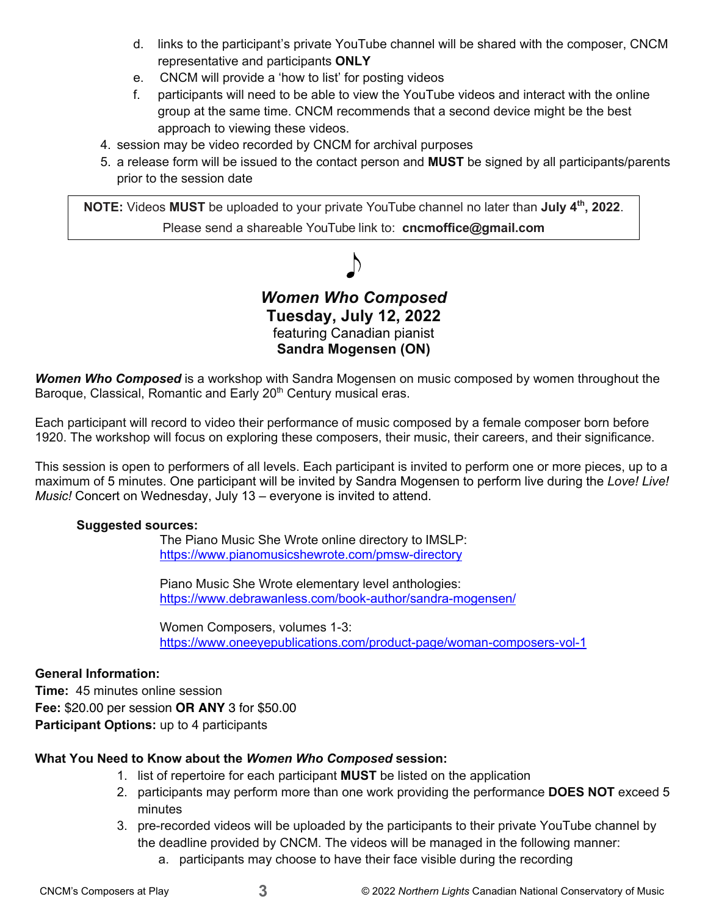d. links to the participant's private YouTube channel will be shared with the composer, CNCM representative and participants **ONLY**
   e. CNCM will provide a 'how to list' for posting videos
   f. participants will need to be able to view the YouTube videos and interact with the online group at the same time. CNCM recommends that a second device might be the best approach to viewing these videos.
4. session may be video recorded by CNCM for archival purposes
5. a release form will be issued to the contact person and **MUST** be signed by all participants/parents prior to the session date

> **NOTE:** Videos **MUST** be uploaded to your private YouTube channel no later than **July 4th, 2022**.
> Please send a shareable YouTube link to: **cncmoffice@gmail.com**

♪

## ***Women Who Composed***
## Tuesday, July 12, 2022
featuring Canadian pianist
**Sandra Mogensen (ON)**

***Women Who Composed*** is a workshop with Sandra Mogensen on music composed by women throughout the Baroque, Classical, Romantic and Early 20th Century musical eras.

Each participant will record to video their performance of music composed by a female composer born before 1920. The workshop will focus on exploring these composers, their music, their careers, and their significance.

This session is open to performers of all levels. Each participant is invited to perform one or more pieces, up to a maximum of 5 minutes. One participant will be invited by Sandra Mogensen to perform live during the *Love! Live! Music!* Concert on Wednesday, July 13 – everyone is invited to attend.

**Suggested sources:**

The Piano Music She Wrote online directory to IMSLP:
https://www.pianomusicshewrote.com/pmsw-directory

Piano Music She Wrote elementary level anthologies:
https://www.debrawanless.com/book-author/sandra-mogensen/

Women Composers, volumes 1-3:
https://www.oneeyepublications.com/product-page/woman-composers-vol-1

**General Information:**
**Time:** 45 minutes online session
**Fee:** $20.00 per session **OR ANY** 3 for $50.00
**Participant Options:** up to 4 participants

**What You Need to Know about the *Women Who Composed* session:**

1. list of repertoire for each participant **MUST** be listed on the application
2. participants may perform more than one work providing the performance **DOES NOT** exceed 5 minutes
3. pre-recorded videos will be uploaded by the participants to their private YouTube channel by the deadline provided by CNCM. The videos will be managed in the following manner:
   a. participants may choose to have their face visible during the recording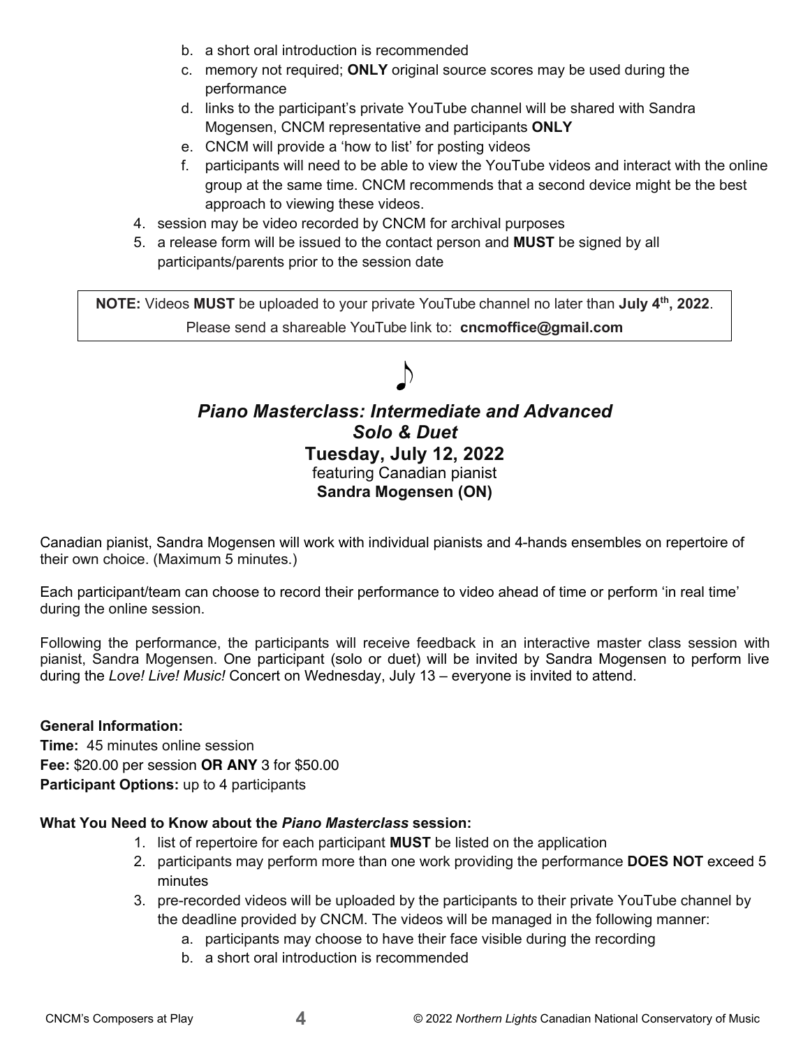b. a short oral introduction is recommended
   c. memory not required; **ONLY** original source scores may be used during the performance
   d. links to the participant's private YouTube channel will be shared with Sandra Mogensen, CNCM representative and participants **ONLY**
   e. CNCM will provide a 'how to list' for posting videos
   f. participants will need to be able to view the YouTube videos and interact with the online group at the same time. CNCM recommends that a second device might be the best approach to viewing these videos.
4. session may be video recorded by CNCM for archival purposes
5. a release form will be issued to the contact person and **MUST** be signed by all participants/parents prior to the session date

**NOTE:** Videos **MUST** be uploaded to your private YouTube channel no later than **July 4th, 2022**.
Please send a shareable YouTube link to: **cncmoffice@gmail.com**

♪

## *Piano Masterclass: Intermediate and Advanced*
## *Solo & Duet*
### Tuesday, July 12, 2022
featuring Canadian pianist
**Sandra Mogensen (ON)**

Canadian pianist, Sandra Mogensen will work with individual pianists and 4-hands ensembles on repertoire of their own choice. (Maximum 5 minutes.)

Each participant/team can choose to record their performance to video ahead of time or perform 'in real time' during the online session.

Following the performance, the participants will receive feedback in an interactive master class session with pianist, Sandra Mogensen. One participant (solo or duet) will be invited by Sandra Mogensen to perform live during the *Love! Live! Music!* Concert on Wednesday, July 13 – everyone is invited to attend.

**General Information:**
**Time:** 45 minutes online session
**Fee:** $20.00 per session **OR ANY** 3 for $50.00
**Participant Options:** up to 4 participants

**What You Need to Know about the *Piano Masterclass* session:**

1. list of repertoire for each participant **MUST** be listed on the application
2. participants may perform more than one work providing the performance **DOES NOT** exceed 5 minutes
3. pre-recorded videos will be uploaded by the participants to their private YouTube channel by the deadline provided by CNCM. The videos will be managed in the following manner:
   a. participants may choose to have their face visible during the recording
   b. a short oral introduction is recommended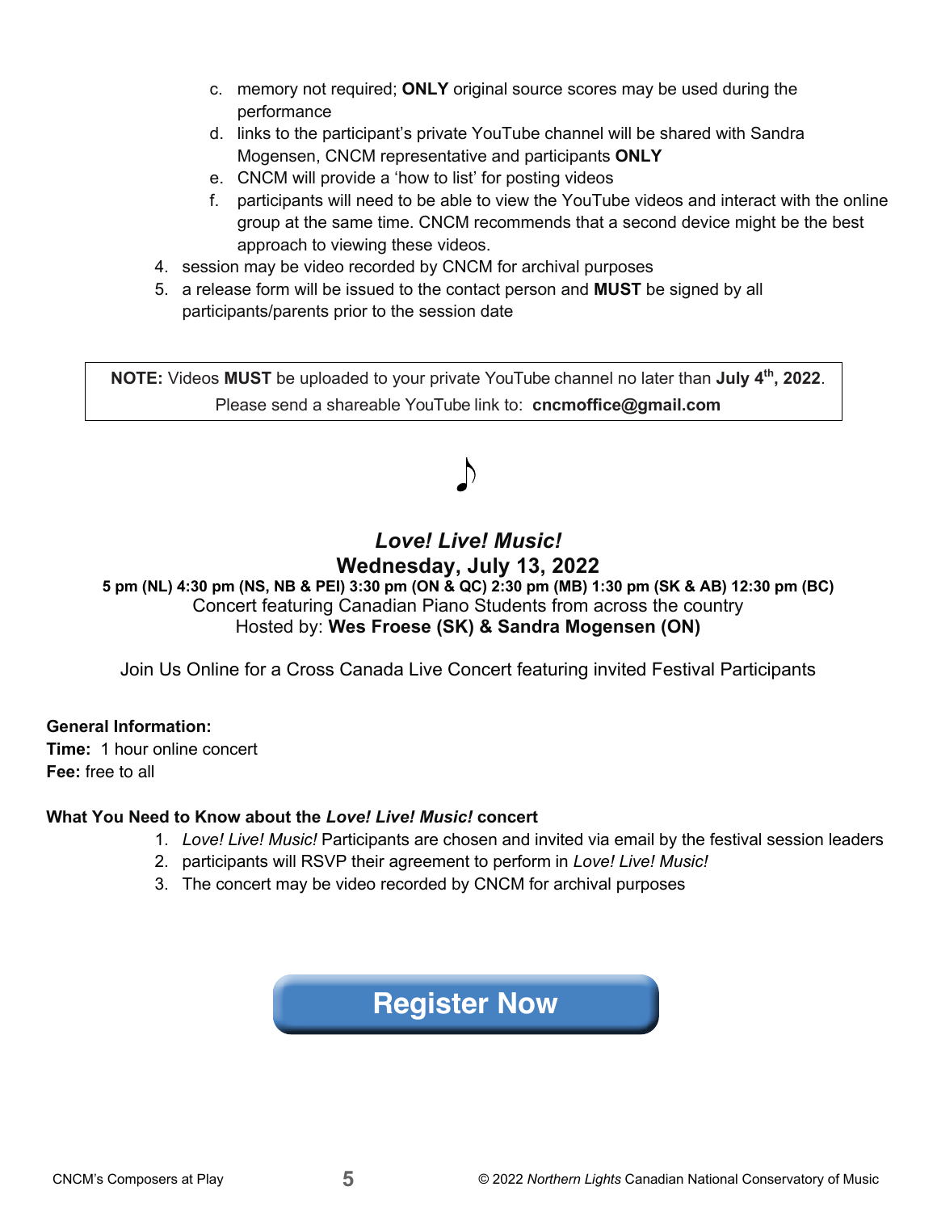c. memory not required; **ONLY** original source scores may be used during the performance
   d. links to the participant's private YouTube channel will be shared with Sandra Mogensen, CNCM representative and participants **ONLY**
   e. CNCM will provide a 'how to list' for posting videos
   f. participants will need to be able to view the YouTube videos and interact with the online group at the same time. CNCM recommends that a second device might be the best approach to viewing these videos.

4. session may be video recorded by CNCM for archival purposes
5. a release form will be issued to the contact person and **MUST** be signed by all participants/parents prior to the session date

> **NOTE:** Videos **MUST** be uploaded to your private YouTube channel no later than **July 4th, 2022**.
> Please send a shareable YouTube link to: **cncmoffice@gmail.com**

♪

## *Love! Live! Music!*

## Wednesday, July 13, 2022

**5 pm (NL) 4:30 pm (NS, NB & PEI) 3:30 pm (ON & QC) 2:30 pm (MB) 1:30 pm (SK & AB) 12:30 pm (BC)**

Concert featuring Canadian Piano Students from across the country

Hosted by: **Wes Froese (SK) & Sandra Mogensen (ON)**

Join Us Online for a Cross Canada Live Concert featuring invited Festival Participants

**General Information:**
**Time:** 1 hour online concert
**Fee:** free to all

**What You Need to Know about the *Love! Live! Music!* concert**

1. *Love! Live! Music!* Participants are chosen and invited via email by the festival session leaders
2. participants will RSVP their agreement to perform in *Love! Live! Music!*
3. The concert may be video recorded by CNCM for archival purposes

**Register Now**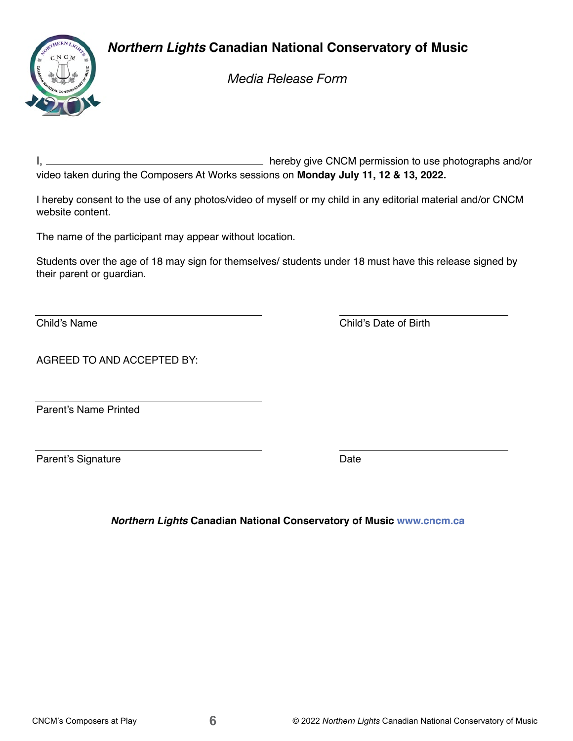# ***Northern Lights*** **Canadian National Conservatory of Music**

## *Media Release Form*

I, ______________________________ hereby give CNCM permission to use photographs and/or video taken during the Composers At Works sessions on **Monday July 11, 12 & 13, 2022.**

I hereby consent to the use of any photos/video of myself or my child in any editorial material and/or CNCM website content.

The name of the participant may appear without location.

Students over the age of 18 may sign for themselves/ students under 18 must have this release signed by their parent or guardian.

______________________________ ______________________________
Child's Name Child's Date of Birth

AGREED TO AND ACCEPTED BY:

______________________________
Parent's Name Printed

______________________________ ______________________________
Parent's Signature Date

***Northern Lights*** **Canadian National Conservatory of Music www.cncm.ca**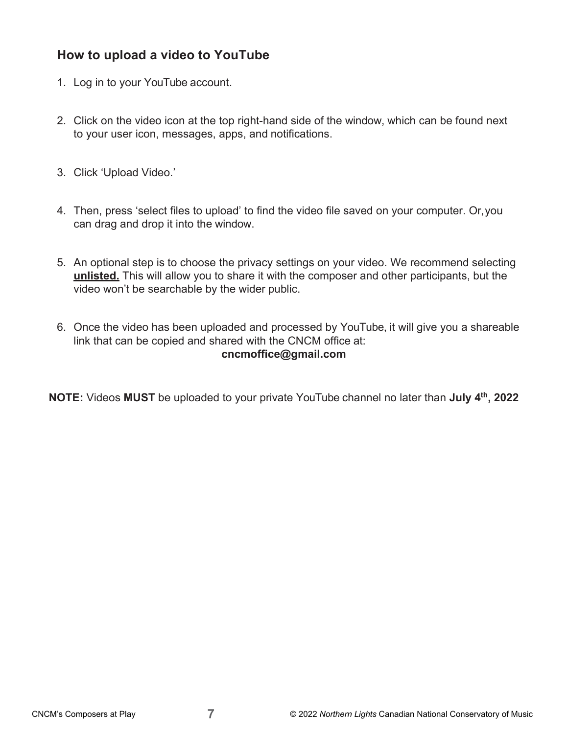## How to upload a video to YouTube

1. Log in to your YouTube account.

2. Click on the video icon at the top right-hand side of the window, which can be found next to your user icon, messages, apps, and notifications.

3. Click 'Upload Video.'

4. Then, press 'select files to upload' to find the video file saved on your computer. Or, you can drag and drop it into the window.

5. An optional step is to choose the privacy settings on your video. We recommend selecting **unlisted.** This will allow you to share it with the composer and other participants, but the video won't be searchable by the wider public.

6. Once the video has been uploaded and processed by YouTube, it will give you a shareable link that can be copied and shared with the CNCM office at:
   **cncmoffice@gmail.com**

**NOTE:** Videos **MUST** be uploaded to your private YouTube channel no later than **July 4th, 2022**